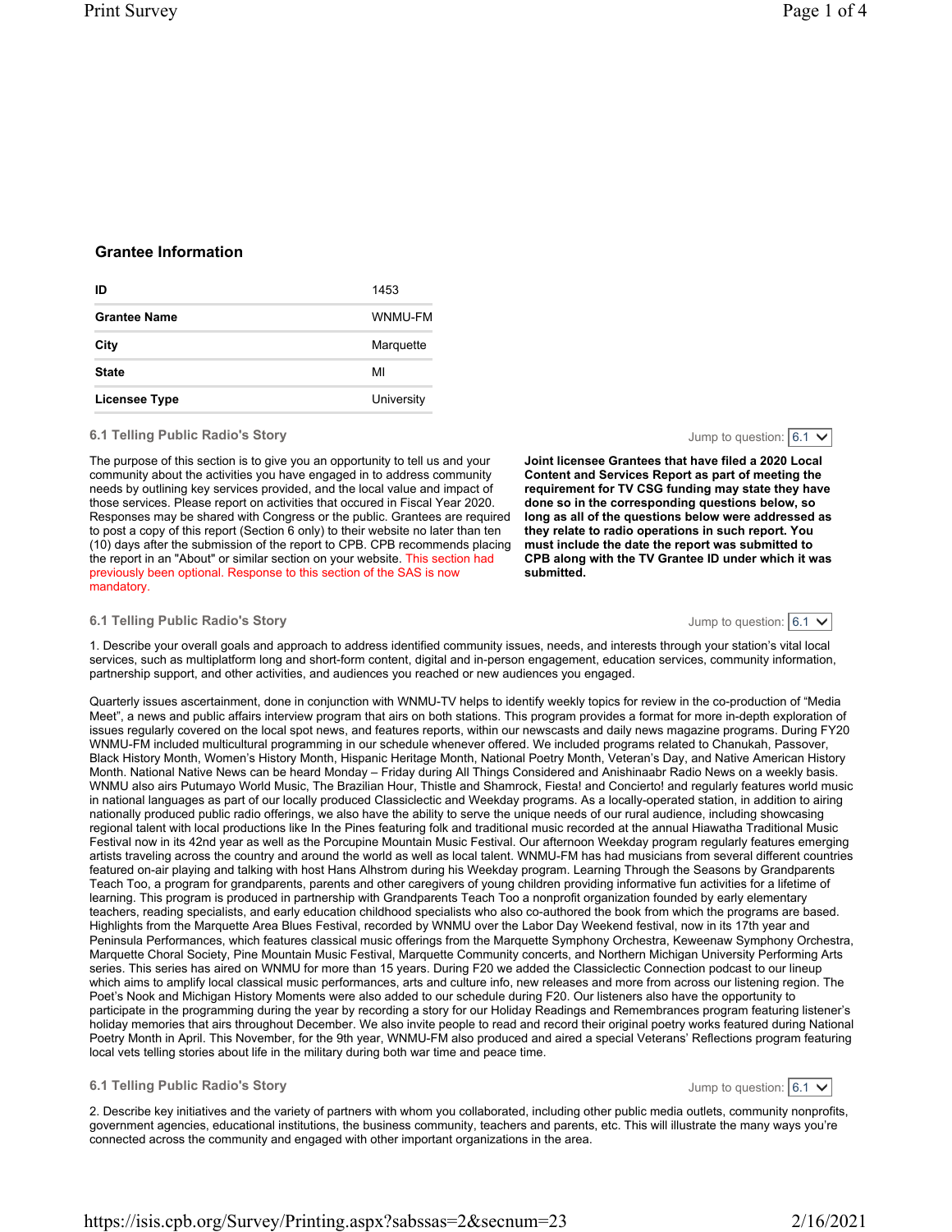## Grantee Information

| ID | 1453 |
|---|---|
| Grantee Name | WNMU-FM |
| City | Marquette |
| State | MI |
| Licensee Type | University |

### 6.1 Telling Public Radio's Story

Jump to question: 6.1

The purpose of this section is to give you an opportunity to tell us and your community about the activities you have engaged in to address community needs by outlining key services provided, and the local value and impact of those services. Please report on activities that occured in Fiscal Year 2020. Responses may be shared with Congress or the public. Grantees are required to post a copy of this report (Section 6 only) to their website no later than ten (10) days after the submission of the report to CPB. CPB recommends placing the report in an "About" or similar section on your website. This section had previously been optional. Response to this section of the SAS is now mandatory.

**Joint licensee Grantees that have filed a 2020 Local Content and Services Report as part of meeting the requirement for TV CSG funding may state they have done so in the corresponding questions below, so long as all of the questions below were addressed as they relate to radio operations in such report. You must include the date the report was submitted to CPB along with the TV Grantee ID under which it was submitted.**

### 6.1 Telling Public Radio's Story

Jump to question: 6.1

1. Describe your overall goals and approach to address identified community issues, needs, and interests through your station's vital local services, such as multiplatform long and short-form content, digital and in-person engagement, education services, community information, partnership support, and other activities, and audiences you reached or new audiences you engaged.

Quarterly issues ascertainment, done in conjunction with WNMU-TV helps to identify weekly topics for review in the co-production of "Media Meet", a news and public affairs interview program that airs on both stations. This program provides a format for more in-depth exploration of issues regularly covered on the local spot news, and features reports, within our newscasts and daily news magazine programs. During FY20 WNMU-FM included multicultural programming in our schedule whenever offered. We included programs related to Chanukah, Passover, Black History Month, Women's History Month, Hispanic Heritage Month, National Poetry Month, Veteran's Day, and Native American History Month. National Native News can be heard Monday – Friday during All Things Considered and Anishinaabr Radio News on a weekly basis. WNMU also airs Putumayo World Music, The Brazilian Hour, Thistle and Shamrock, Fiesta! and Concierto! and regularly features world music in national languages as part of our locally produced Classiclectic and Weekday programs. As a locally-operated station, in addition to airing nationally produced public radio offerings, we also have the ability to serve the unique needs of our rural audience, including showcasing regional talent with local productions like In the Pines featuring folk and traditional music recorded at the annual Hiawatha Traditional Music Festival now in its 42nd year as well as the Porcupine Mountain Music Festival. Our afternoon Weekday program regularly features emerging artists traveling across the country and around the world as well as local talent. WNMU-FM has had musicians from several different countries featured on-air playing and talking with host Hans Alhstrom during his Weekday program. Learning Through the Seasons by Grandparents Teach Too, a program for grandparents, parents and other caregivers of young children providing informative fun activities for a lifetime of learning. This program is produced in partnership with Grandparents Teach Too a nonprofit organization founded by early elementary teachers, reading specialists, and early education childhood specialists who also co-authored the book from which the programs are based. Highlights from the Marquette Area Blues Festival, recorded by WNMU over the Labor Day Weekend festival, now in its 17th year and Peninsula Performances, which features classical music offerings from the Marquette Symphony Orchestra, Keweenaw Symphony Orchestra, Marquette Choral Society, Pine Mountain Music Festival, Marquette Community concerts, and Northern Michigan University Performing Arts series. This series has aired on WNMU for more than 15 years. During F20 we added the Classiclectic Connection podcast to our lineup which aims to amplify local classical music performances, arts and culture info, new releases and more from across our listening region. The Poet's Nook and Michigan History Moments were also added to our schedule during F20. Our listeners also have the opportunity to participate in the programming during the year by recording a story for our Holiday Readings and Remembrances program featuring listener's holiday memories that airs throughout December. We also invite people to read and record their original poetry works featured during National Poetry Month in April. This November, for the 9th year, WNMU-FM also produced and aired a special Veterans' Reflections program featuring local vets telling stories about life in the military during both war time and peace time.

### 6.1 Telling Public Radio's Story

Jump to question: 6.1

2. Describe key initiatives and the variety of partners with whom you collaborated, including other public media outlets, community nonprofits, government agencies, educational institutions, the business community, teachers and parents, etc. This will illustrate the many ways you're connected across the community and engaged with other important organizations in the area.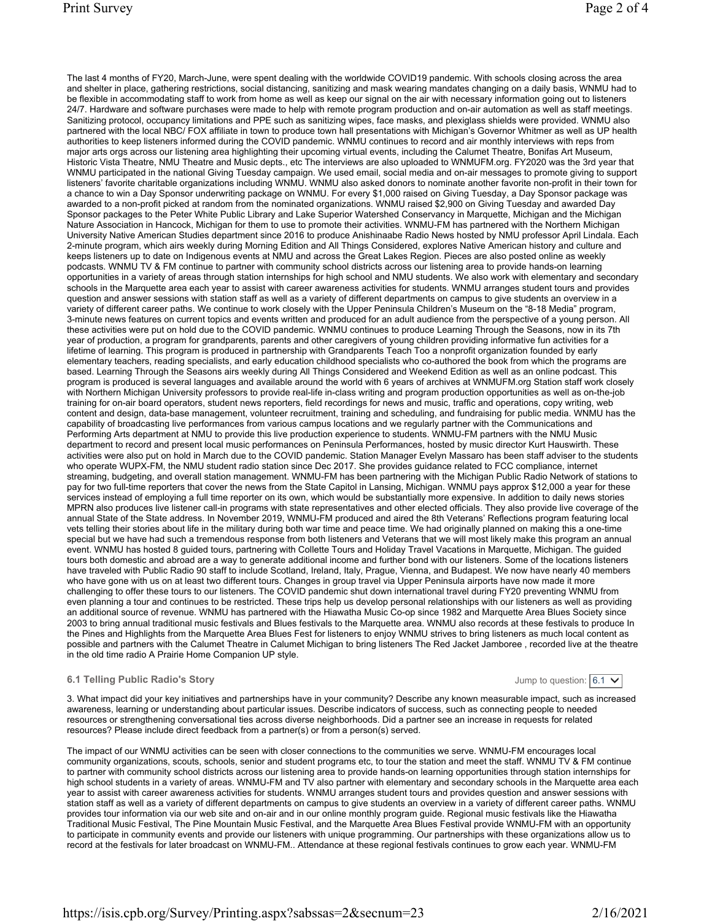The last 4 months of FY20, March-June, were spent dealing with the worldwide COVID19 pandemic. With schools closing across the area and shelter in place, gathering restrictions, social distancing, sanitizing and mask wearing mandates changing on a daily basis, WNMU had to be flexible in accommodating staff to work from home as well as keep our signal on the air with necessary information going out to listeners 24/7. Hardware and software purchases were made to help with remote program production and on-air automation as well as staff meetings. Sanitizing protocol, occupancy limitations and PPE such as sanitizing wipes, face masks, and plexiglass shields were provided. WNMU also partnered with the local NBC/ FOX affiliate in town to produce town hall presentations with Michigan's Governor Whitmer as well as UP health authorities to keep listeners informed during the COVID pandemic. WNMU continues to record and air monthly interviews with reps from major arts orgs across our listening area highlighting their upcoming virtual events, including the Calumet Theatre, Bonifas Art Museum, Historic Vista Theatre, NMU Theatre and Music depts., etc The interviews are also uploaded to WNMUFM.org. FY2020 was the 3rd year that WNMU participated in the national Giving Tuesday campaign. We used email, social media and on-air messages to promote giving to support listeners' favorite charitable organizations including WNMU. WNMU also asked donors to nominate another favorite non-profit in their town for a chance to win a Day Sponsor underwriting package on WNMU. For every $1,000 raised on Giving Tuesday, a Day Sponsor package was awarded to a non-profit picked at random from the nominated organizations. WNMU raised $2,900 on Giving Tuesday and awarded Day Sponsor packages to the Peter White Public Library and Lake Superior Watershed Conservancy in Marquette, Michigan and the Michigan Nature Association in Hancock, Michigan for them to use to promote their activities. WNMU-FM has partnered with the Northern Michigan University Native American Studies department since 2016 to produce Anishinaabe Radio News hosted by NMU professor April Lindala. Each 2-minute program, which airs weekly during Morning Edition and All Things Considered, explores Native American history and culture and keeps listeners up to date on Indigenous events at NMU and across the Great Lakes Region. Pieces are also posted online as weekly podcasts. WNMU TV & FM continue to partner with community school districts across our listening area to provide hands-on learning opportunities in a variety of areas through station internships for high school and NMU students. We also work with elementary and secondary schools in the Marquette area each year to assist with career awareness activities for students. WNMU arranges student tours and provides question and answer sessions with station staff as well as a variety of different departments on campus to give students an overview in a variety of different career paths. We continue to work closely with the Upper Peninsula Children's Museum on the "8-18 Media" program, 3-minute news features on current topics and events written and produced for an adult audience from the perspective of a young person. All these activities were put on hold due to the COVID pandemic. WNMU continues to produce Learning Through the Seasons, now in its 7th year of production, a program for grandparents, parents and other caregivers of young children providing informative fun activities for a lifetime of learning. This program is produced in partnership with Grandparents Teach Too a nonprofit organization founded by early elementary teachers, reading specialists, and early education childhood specialists who co-authored the book from which the programs are based. Learning Through the Seasons airs weekly during All Things Considered and Weekend Edition as well as an online podcast. This program is produced is several languages and available around the world with 6 years of archives at WNMUFM.org Station staff work closely with Northern Michigan University professors to provide real-life in-class writing and program production opportunities as well as on-the-job training for on-air board operators, student news reporters, field recordings for news and music, traffic and operations, copy writing, web content and design, data-base management, volunteer recruitment, training and scheduling, and fundraising for public media. WNMU has the capability of broadcasting live performances from various campus locations and we regularly partner with the Communications and Performing Arts department at NMU to provide this live production experience to students. WNMU-FM partners with the NMU Music department to record and present local music performances on Peninsula Performances, hosted by music director Kurt Hauswirth. These activities were also put on hold in March due to the COVID pandemic. Station Manager Evelyn Massaro has been staff adviser to the students who operate WUPX-FM, the NMU student radio station since Dec 2017. She provides guidance related to FCC compliance, internet streaming, budgeting, and overall station management. WNMU-FM has been partnering with the Michigan Public Radio Network of stations to pay for two full-time reporters that cover the news from the State Capitol in Lansing, Michigan. WNMU pays approx $12,000 a year for these services instead of employing a full time reporter on its own, which would be substantially more expensive. In addition to daily news stories MPRN also produces live listener call-in programs with state representatives and other elected officials. They also provide live coverage of the annual State of the State address. In November 2019, WNMU-FM produced and aired the 8th Veterans' Reflections program featuring local vets telling their stories about life in the military during both war time and peace time. We had originally planned on making this a one-time special but we have had such a tremendous response from both listeners and Veterans that we will most likely make this program an annual event. WNMU has hosted 8 guided tours, partnering with Collette Tours and Holiday Travel Vacations in Marquette, Michigan. The guided tours both domestic and abroad are a way to generate additional income and further bond with our listeners. Some of the locations listeners have traveled with Public Radio 90 staff to include Scotland, Ireland, Italy, Prague, Vienna, and Budapest. We now have nearly 40 members who have gone with us on at least two different tours. Changes in group travel via Upper Peninsula airports have now made it more challenging to offer these tours to our listeners. The COVID pandemic shut down international travel during FY20 preventing WNMU from even planning a tour and continues to be restricted. These trips help us develop personal relationships with our listeners as well as providing an additional source of revenue. WNMU has partnered with the Hiawatha Music Co-op since 1982 and Marquette Area Blues Society since 2003 to bring annual traditional music festivals and Blues festivals to the Marquette area. WNMU also records at these festivals to produce In the Pines and Highlights from the Marquette Area Blues Fest for listeners to enjoy WNMU strives to bring listeners as much local content as possible and partners with the Calumet Theatre in Calumet Michigan to bring listeners The Red Jacket Jamboree , recorded live at the theatre in the old time radio A Prairie Home Companion UP style.

### 6.1 Telling Public Radio's Story

Jump to question: 6.1

3. What impact did your key initiatives and partnerships have in your community? Describe any known measurable impact, such as increased awareness, learning or understanding about particular issues. Describe indicators of success, such as connecting people to needed resources or strengthening conversational ties across diverse neighborhoods. Did a partner see an increase in requests for related resources? Please include direct feedback from a partner(s) or from a person(s) served.

The impact of our WNMU activities can be seen with closer connections to the communities we serve. WNMU-FM encourages local community organizations, scouts, schools, senior and student programs etc, to tour the station and meet the staff. WNMU TV & FM continue to partner with community school districts across our listening area to provide hands-on learning opportunities through station internships for high school students in a variety of areas. WNMU-FM and TV also partner with elementary and secondary schools in the Marquette area each year to assist with career awareness activities for students. WNMU arranges student tours and provides question and answer sessions with station staff as well as a variety of different departments on campus to give students an overview in a variety of different career paths. WNMU provides tour information via our web site and on-air and in our online monthly program guide. Regional music festivals like the Hiawatha Traditional Music Festival, The Pine Mountain Music Festival, and the Marquette Area Blues Festival provide WNMU-FM with an opportunity to participate in community events and provide our listeners with unique programming. Our partnerships with these organizations allow us to record at the festivals for later broadcast on WNMU-FM.. Attendance at these regional festivals continues to grow each year. WNMU-FM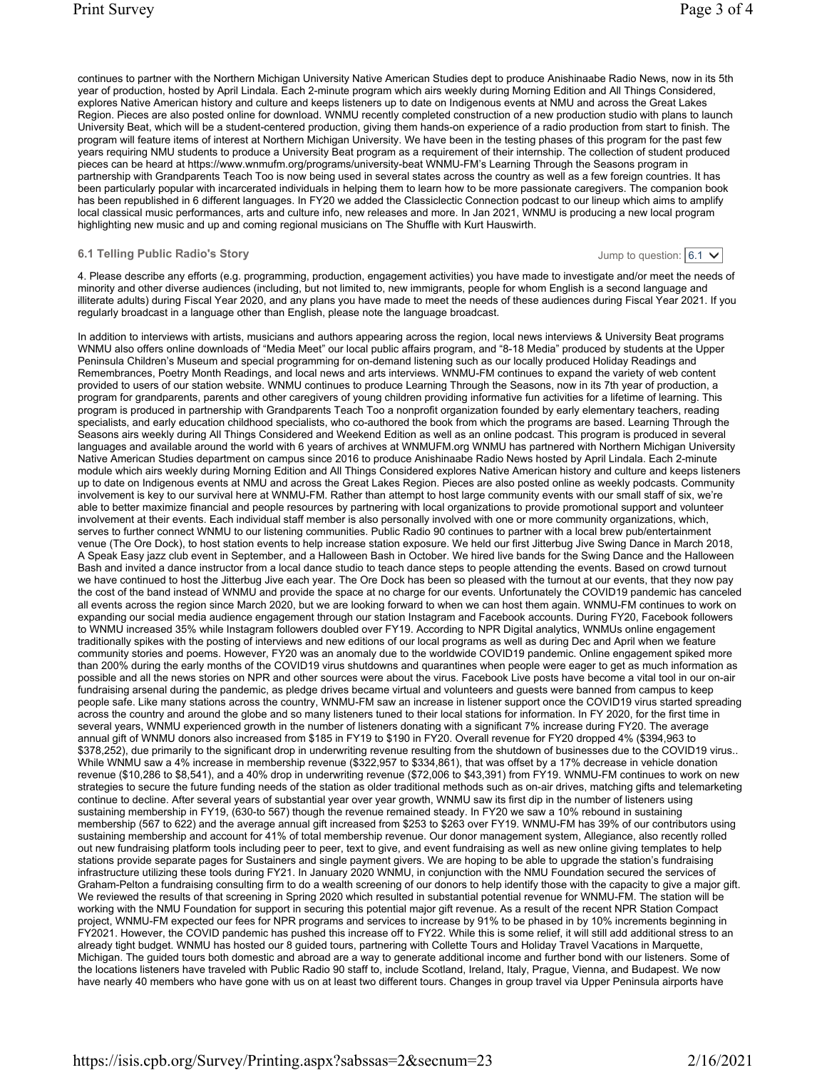continues to partner with the Northern Michigan University Native American Studies dept to produce Anishinaabe Radio News, now in its 5th year of production, hosted by April Lindala. Each 2-minute program which airs weekly during Morning Edition and All Things Considered, explores Native American history and culture and keeps listeners up to date on Indigenous events at NMU and across the Great Lakes Region. Pieces are also posted online for download. WNMU recently completed construction of a new production studio with plans to launch University Beat, which will be a student-centered production, giving them hands-on experience of a radio production from start to finish. The program will feature items of interest at Northern Michigan University. We have been in the testing phases of this program for the past few years requiring NMU students to produce a University Beat program as a requirement of their internship. The collection of student produced pieces can be heard at https://www.wnmufm.org/programs/university-beat WNMU-FM's Learning Through the Seasons program in partnership with Grandparents Teach Too is now being used in several states across the country as well as a few foreign countries. It has been particularly popular with incarcerated individuals in helping them to learn how to be more passionate caregivers. The companion book has been republished in 6 different languages. In FY20 we added the Classiclectic Connection podcast to our lineup which aims to amplify local classical music performances, arts and culture info, new releases and more. In Jan 2021, WNMU is producing a new local program highlighting new music and up and coming regional musicians on The Shuffle with Kurt Hauswirth.

### 6.1 Telling Public Radio's Story

Jump to question: 6.1

4. Please describe any efforts (e.g. programming, production, engagement activities) you have made to investigate and/or meet the needs of minority and other diverse audiences (including, but not limited to, new immigrants, people for whom English is a second language and illiterate adults) during Fiscal Year 2020, and any plans you have made to meet the needs of these audiences during Fiscal Year 2021. If you regularly broadcast in a language other than English, please note the language broadcast.

In addition to interviews with artists, musicians and authors appearing across the region, local news interviews & University Beat programs WNMU also offers online downloads of "Media Meet" our local public affairs program, and "8-18 Media" produced by students at the Upper Peninsula Children's Museum and special programming for on-demand listening such as our locally produced Holiday Readings and Remembrances, Poetry Month Readings, and local news and arts interviews. WNMU-FM continues to expand the variety of web content provided to users of our station website. WNMU continues to produce Learning Through the Seasons, now in its 7th year of production, a program for grandparents, parents and other caregivers of young children providing informative fun activities for a lifetime of learning. This program is produced in partnership with Grandparents Teach Too a nonprofit organization founded by early elementary teachers, reading specialists, and early education childhood specialists, who co-authored the book from which the programs are based. Learning Through the Seasons airs weekly during All Things Considered and Weekend Edition as well as an online podcast. This program is produced in several languages and available around the world with 6 years of archives at WNMUFM.org WNMU has partnered with Northern Michigan University Native American Studies department on campus since 2016 to produce Anishinaabe Radio News hosted by April Lindala. Each 2-minute module which airs weekly during Morning Edition and All Things Considered explores Native American history and culture and keeps listeners up to date on Indigenous events at NMU and across the Great Lakes Region. Pieces are also posted online as weekly podcasts. Community involvement is key to our survival here at WNMU-FM. Rather than attempt to host large community events with our small staff of six, we're able to better maximize financial and people resources by partnering with local organizations to provide promotional support and volunteer involvement at their events. Each individual staff member is also personally involved with one or more community organizations, which, serves to further connect WNMU to our listening communities. Public Radio 90 continues to partner with a local brew pub/entertainment venue (The Ore Dock), to host station events to help increase station exposure. We held our first Jitterbug Jive Swing Dance in March 2018, A Speak Easy jazz club event in September, and a Halloween Bash in October. We hired live bands for the Swing Dance and the Halloween Bash and invited a dance instructor from a local dance studio to teach dance steps to people attending the events. Based on crowd turnout we have continued to host the Jitterbug Jive each year. The Ore Dock has been so pleased with the turnout at our events, that they now pay the cost of the band instead of WNMU and provide the space at no charge for our events. Unfortunately the COVID19 pandemic has canceled all events across the region since March 2020, but we are looking forward to when we can host them again. WNMU-FM continues to work on expanding our social media audience engagement through our station Instagram and Facebook accounts. During FY20, Facebook followers to WNMU increased 35% while Instagram followers doubled over FY19. According to NPR Digital analytics, WNMUs online engagement traditionally spikes with the posting of interviews and new editions of our local programs as well as during Dec and April when we feature community stories and poems. However, FY20 was an anomaly due to the worldwide COVID19 pandemic. Online engagement spiked more than 200% during the early months of the COVID19 virus shutdowns and quarantines when people were eager to get as much information as possible and all the news stories on NPR and other sources were about the virus. Facebook Live posts have become a vital tool in our on-air fundraising arsenal during the pandemic, as pledge drives became virtual and volunteers and guests were banned from campus to keep people safe. Like many stations across the country, WNMU-FM saw an increase in listener support once the COVID19 virus started spreading across the country and around the globe and so many listeners tuned to their local stations for information. In FY 2020, for the first time in several years, WNMU experienced growth in the number of listeners donating with a significant 7% increase during FY20. The average annual gift of WNMU donors also increased from $185 in FY19 to $190 in FY20. Overall revenue for FY20 dropped 4% ($394,963 to $378,252), due primarily to the significant drop in underwriting revenue resulting from the shutdown of businesses due to the COVID19 virus.. While WNMU saw a 4% increase in membership revenue ($322,957 to $334,861), that was offset by a 17% decrease in vehicle donation revenue ($10,286 to $8,541), and a 40% drop in underwriting revenue ($72,006 to $43,391) from FY19. WNMU-FM continues to work on new strategies to secure the future funding needs of the station as older traditional methods such as on-air drives, matching gifts and telemarketing continue to decline. After several years of substantial year over year growth, WNMU saw its first dip in the number of listeners using sustaining membership in FY19, (630-to 567) though the revenue remained steady. In FY20 we saw a 10% rebound in sustaining membership (567 to 622) and the average annual gift increased from $253 to $263 over FY19. WNMU-FM has 39% of our contributors using sustaining membership and account for 41% of total membership revenue. Our donor management system, Allegiance, also recently rolled out new fundraising platform tools including peer to peer, text to give, and event fundraising as well as new online giving templates to help stations provide separate pages for Sustainers and single payment givers. We are hoping to be able to upgrade the station's fundraising infrastructure utilizing these tools during FY21. In January 2020 WNMU, in conjunction with the NMU Foundation secured the services of Graham-Pelton a fundraising consulting firm to do a wealth screening of our donors to help identify those with the capacity to give a major gift. We reviewed the results of that screening in Spring 2020 which resulted in substantial potential revenue for WNMU-FM. The station will be working with the NMU Foundation for support in securing this potential major gift revenue. As a result of the recent NPR Station Compact project, WNMU-FM expected our fees for NPR programs and services to increase by 91% to be phased in by 10% increments beginning in FY2021. However, the COVID pandemic has pushed this increase off to FY22. While this is some relief, it will still add additional stress to an already tight budget. WNMU has hosted our 8 guided tours, partnering with Collette Tours and Holiday Travel Vacations in Marquette, Michigan. The guided tours both domestic and abroad are a way to generate additional income and further bond with our listeners. Some of the locations listeners have traveled with Public Radio 90 staff to, include Scotland, Ireland, Italy, Prague, Vienna, and Budapest. We now have nearly 40 members who have gone with us on at least two different tours. Changes in group travel via Upper Peninsula airports have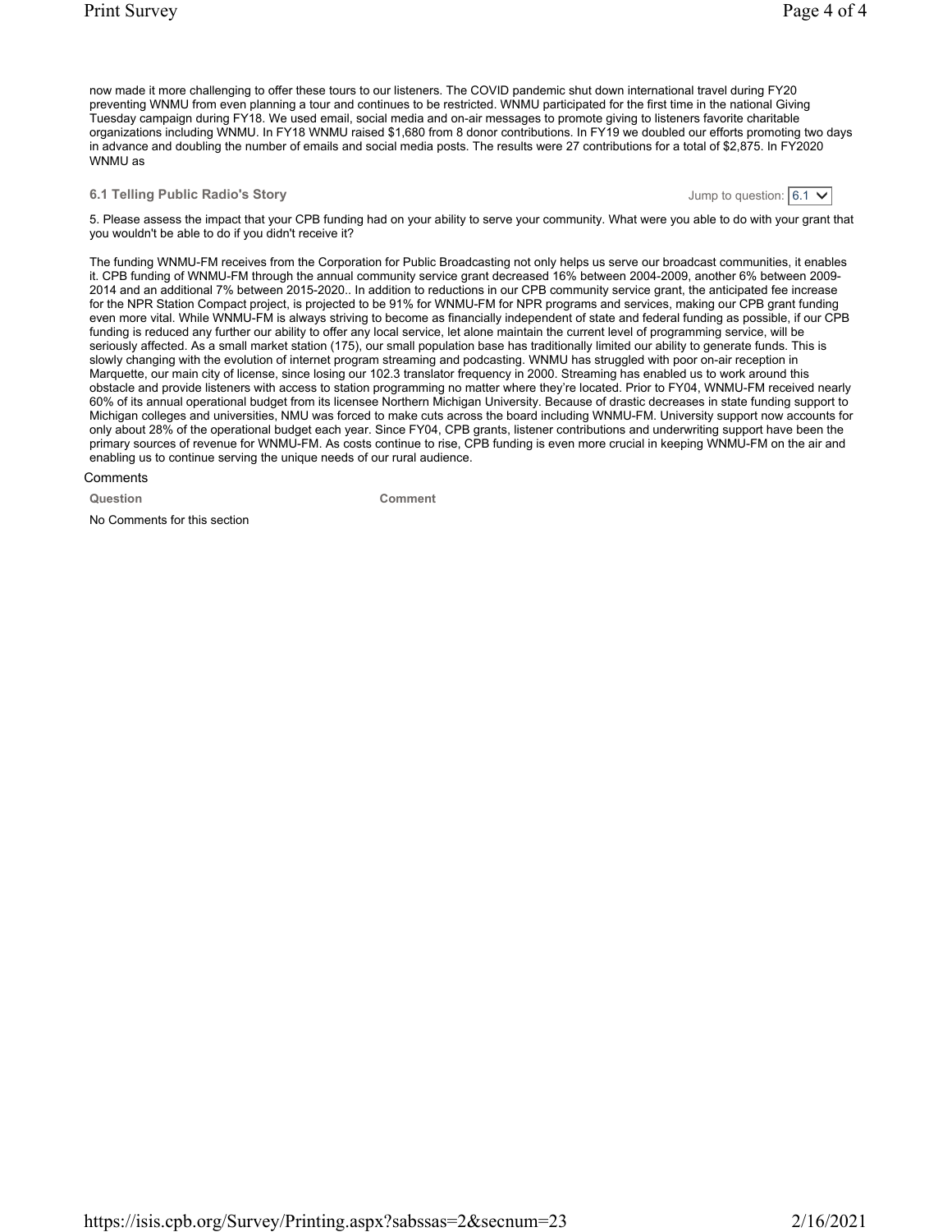now made it more challenging to offer these tours to our listeners. The COVID pandemic shut down international travel during FY20 preventing WNMU from even planning a tour and continues to be restricted. WNMU participated for the first time in the national Giving Tuesday campaign during FY18. We used email, social media and on-air messages to promote giving to listeners favorite charitable organizations including WNMU. In FY18 WNMU raised $1,680 from 8 donor contributions. In FY19 we doubled our efforts promoting two days in advance and doubling the number of emails and social media posts. The results were 27 contributions for a total of $2,875. In FY2020 WNMU as

### 6.1 Telling Public Radio's Story

Jump to question: 6.1

5. Please assess the impact that your CPB funding had on your ability to serve your community. What were you able to do with your grant that you wouldn't be able to do if you didn't receive it?

The funding WNMU-FM receives from the Corporation for Public Broadcasting not only helps us serve our broadcast communities, it enables it. CPB funding of WNMU-FM through the annual community service grant decreased 16% between 2004-2009, another 6% between 2009-2014 and an additional 7% between 2015-2020.. In addition to reductions in our CPB community service grant, the anticipated fee increase for the NPR Station Compact project, is projected to be 91% for WNMU-FM for NPR programs and services, making our CPB grant funding even more vital. While WNMU-FM is always striving to become as financially independent of state and federal funding as possible, if our CPB funding is reduced any further our ability to offer any local service, let alone maintain the current level of programming service, will be seriously affected. As a small market station (175), our small population base has traditionally limited our ability to generate funds. This is slowly changing with the evolution of internet program streaming and podcasting. WNMU has struggled with poor on-air reception in Marquette, our main city of license, since losing our 102.3 translator frequency in 2000. Streaming has enabled us to work around this obstacle and provide listeners with access to station programming no matter where they're located. Prior to FY04, WNMU-FM received nearly 60% of its annual operational budget from its licensee Northern Michigan University. Because of drastic decreases in state funding support to Michigan colleges and universities, NMU was forced to make cuts across the board including WNMU-FM. University support now accounts for only about 28% of the operational budget each year. Since FY04, CPB grants, listener contributions and underwriting support have been the primary sources of revenue for WNMU-FM. As costs continue to rise, CPB funding is even more crucial in keeping WNMU-FM on the air and enabling us to continue serving the unique needs of our rural audience.

Comments

| Question | Comment |
| --- | --- |
| No Comments for this section | |